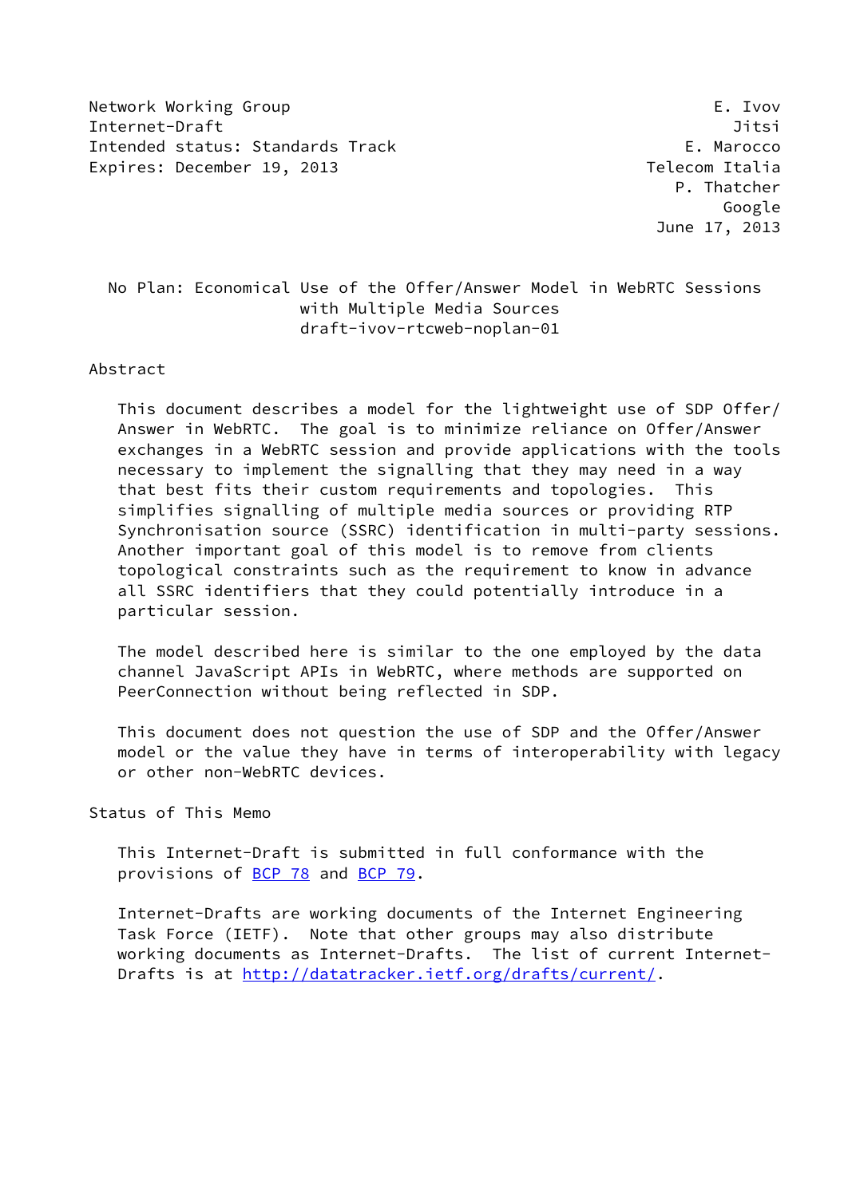Network Working Group E. Ivov
Internet-Draft Jitsi
Intended status: Standards Track E. Marocco
Expires: December 19, 2013 Telecom Italia
P. Thatcher
Google
June 17, 2013

# No Plan: Economical Use of the Offer/Answer Model in WebRTC Sessions with Multiple Media Sources
draft-ivov-rtcweb-noplan-01

## Abstract

This document describes a model for the lightweight use of SDP Offer/Answer in WebRTC. The goal is to minimize reliance on Offer/Answer exchanges in a WebRTC session and provide applications with the tools necessary to implement the signalling that they may need in a way that best fits their custom requirements and topologies. This simplifies signalling of multiple media sources or providing RTP Synchronisation source (SSRC) identification in multi-party sessions. Another important goal of this model is to remove from clients topological constraints such as the requirement to know in advance all SSRC identifiers that they could potentially introduce in a particular session.

The model described here is similar to the one employed by the data channel JavaScript APIs in WebRTC, where methods are supported on PeerConnection without being reflected in SDP.

This document does not question the use of SDP and the Offer/Answer model or the value they have in terms of interoperability with legacy or other non-WebRTC devices.

## Status of This Memo

This Internet-Draft is submitted in full conformance with the provisions of BCP 78 and BCP 79.

Internet-Drafts are working documents of the Internet Engineering Task Force (IETF). Note that other groups may also distribute working documents as Internet-Drafts. The list of current Internet-Drafts is at http://datatracker.ietf.org/drafts/current/.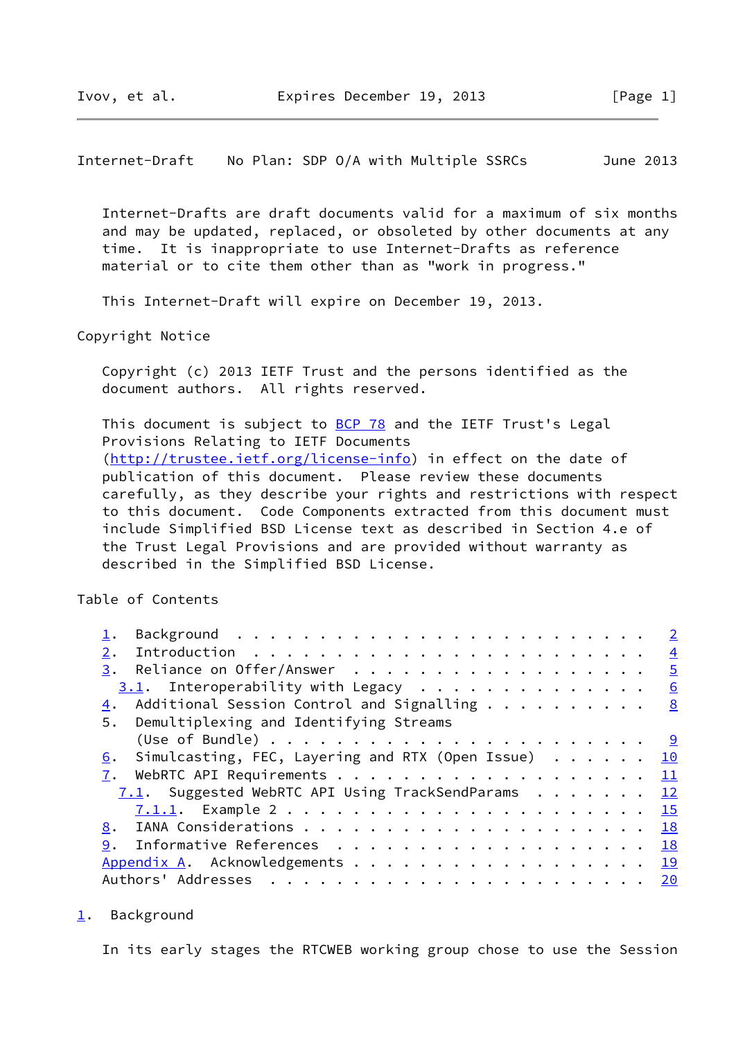Internet-Drafts are draft documents valid for a maximum of six months and may be updated, replaced, or obsoleted by other documents at any time. It is inappropriate to use Internet-Drafts as reference material or to cite them other than as "work in progress."

This Internet-Draft will expire on December 19, 2013.

## Copyright Notice

Copyright (c) 2013 IETF Trust and the persons identified as the document authors. All rights reserved.

This document is subject to BCP 78 and the IETF Trust's Legal Provisions Relating to IETF Documents (http://trustee.ietf.org/license-info) in effect on the date of publication of this document. Please review these documents carefully, as they describe your rights and restrictions with respect to this document. Code Components extracted from this document must include Simplified BSD License text as described in Section 4.e of the Trust Legal Provisions and are provided without warranty as described in the Simplified BSD License.

## Table of Contents

- 1. Background . . . . . . . . . . . . . . . . . . . . . . . . . 2
- 2. Introduction . . . . . . . . . . . . . . . . . . . . . . . . 4
- 3. Reliance on Offer/Answer . . . . . . . . . . . . . . . . . . 5
  - 3.1. Interoperability with Legacy . . . . . . . . . . . . . . 6
- 4. Additional Session Control and Signalling . . . . . . . . . . 8
- 5. Demultiplexing and Identifying Streams (Use of Bundle) . . . . . . . . . . . . . . . . . . . . . . . 9
- 6. Simulcasting, FEC, Layering and RTX (Open Issue) . . . . . . 10
- 7. WebRTC API Requirements . . . . . . . . . . . . . . . . . . . 11
  - 7.1. Suggested WebRTC API Using TrackSendParams . . . . . . . 12
    - 7.1.1. Example 2 . . . . . . . . . . . . . . . . . . . . . . 15
- 8. IANA Considerations . . . . . . . . . . . . . . . . . . . . . 18
- 9. Informative References . . . . . . . . . . . . . . . . . . . 18
- Appendix A. Acknowledgements . . . . . . . . . . . . . . . . . . 19
- Authors' Addresses . . . . . . . . . . . . . . . . . . . . . . . 20

## 1. Background

In its early stages the RTCWEB working group chose to use the Session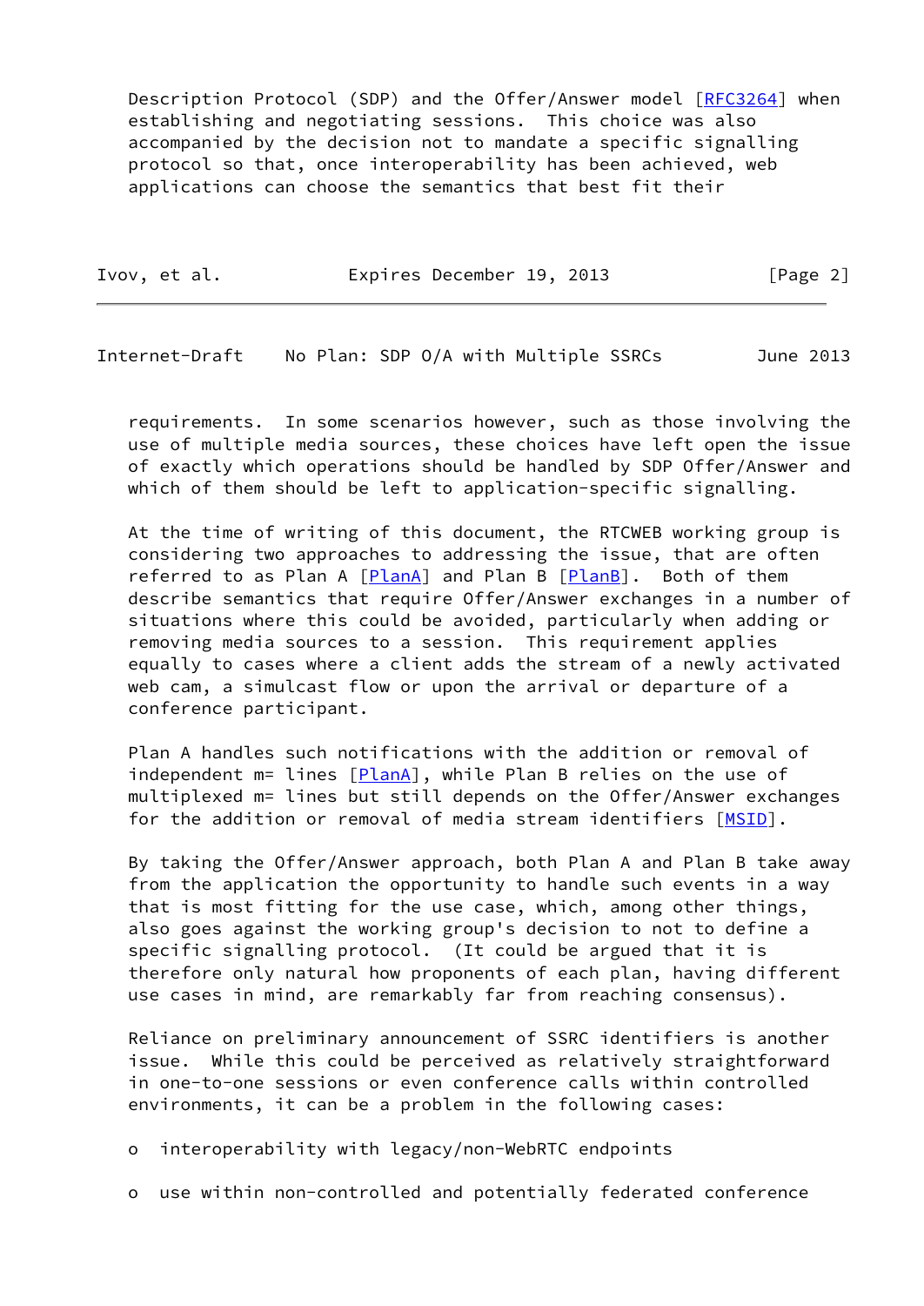Description Protocol (SDP) and the Offer/Answer model [RFC3264] when establishing and negotiating sessions. This choice was also accompanied by the decision not to mandate a specific signalling protocol so that, once interoperability has been achieved, web applications can choose the semantics that best fit their requirements. In some scenarios however, such as those involving the use of multiple media sources, these choices have left open the issue of exactly which operations should be handled by SDP Offer/Answer and which of them should be left to application-specific signalling.

At the time of writing of this document, the RTCWEB working group is considering two approaches to addressing the issue, that are often referred to as Plan A [PlanA] and Plan B [PlanB]. Both of them describe semantics that require Offer/Answer exchanges in a number of situations where this could be avoided, particularly when adding or removing media sources to a session. This requirement applies equally to cases where a client adds the stream of a newly activated web cam, a simulcast flow or upon the arrival or departure of a conference participant.

Plan A handles such notifications with the addition or removal of independent m= lines [PlanA], while Plan B relies on the use of multiplexed m= lines but still depends on the Offer/Answer exchanges for the addition or removal of media stream identifiers [MSID].

By taking the Offer/Answer approach, both Plan A and Plan B take away from the application the opportunity to handle such events in a way that is most fitting for the use case, which, among other things, also goes against the working group's decision to not to define a specific signalling protocol. (It could be argued that it is therefore only natural how proponents of each plan, having different use cases in mind, are remarkably far from reaching consensus).

Reliance on preliminary announcement of SSRC identifiers is another issue. While this could be perceived as relatively straightforward in one-to-one sessions or even conference calls within controlled environments, it can be a problem in the following cases:

- interoperability with legacy/non-WebRTC endpoints
- use within non-controlled and potentially federated conference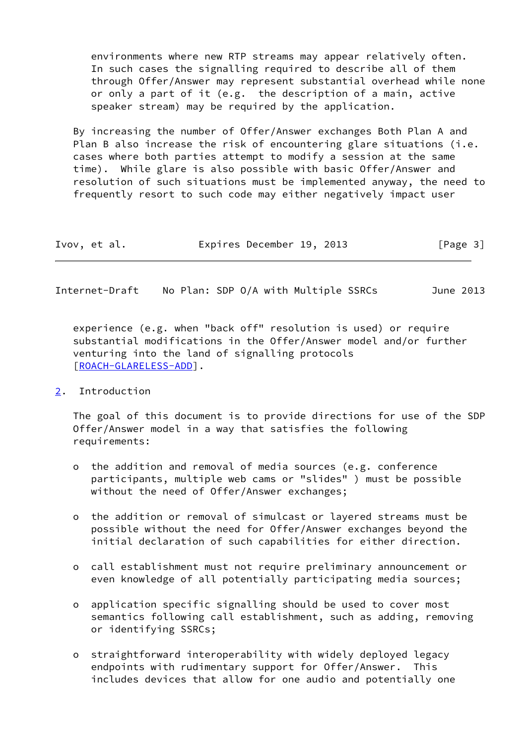environments where new RTP streams may appear relatively often. In such cases the signalling required to describe all of them through Offer/Answer may represent substantial overhead while none or only a part of it (e.g. the description of a main, active speaker stream) may be required by the application.

By increasing the number of Offer/Answer exchanges Both Plan A and Plan B also increase the risk of encountering glare situations (i.e. cases where both parties attempt to modify a session at the same time). While glare is also possible with basic Offer/Answer and resolution of such situations must be implemented anyway, the need to frequently resort to such code may either negatively impact user experience (e.g. when "back off" resolution is used) or require substantial modifications in the Offer/Answer model and/or further venturing into the land of signalling protocols [ROACH-GLARELESS-ADD].

## 2. Introduction

The goal of this document is to provide directions for use of the SDP Offer/Answer model in a way that satisfies the following requirements:

- the addition and removal of media sources (e.g. conference participants, multiple web cams or "slides" ) must be possible without the need of Offer/Answer exchanges;
- the addition or removal of simulcast or layered streams must be possible without the need for Offer/Answer exchanges beyond the initial declaration of such capabilities for either direction.
- call establishment must not require preliminary announcement or even knowledge of all potentially participating media sources;
- application specific signalling should be used to cover most semantics following call establishment, such as adding, removing or identifying SSRCs;
- straightforward interoperability with widely deployed legacy endpoints with rudimentary support for Offer/Answer. This includes devices that allow for one audio and potentially one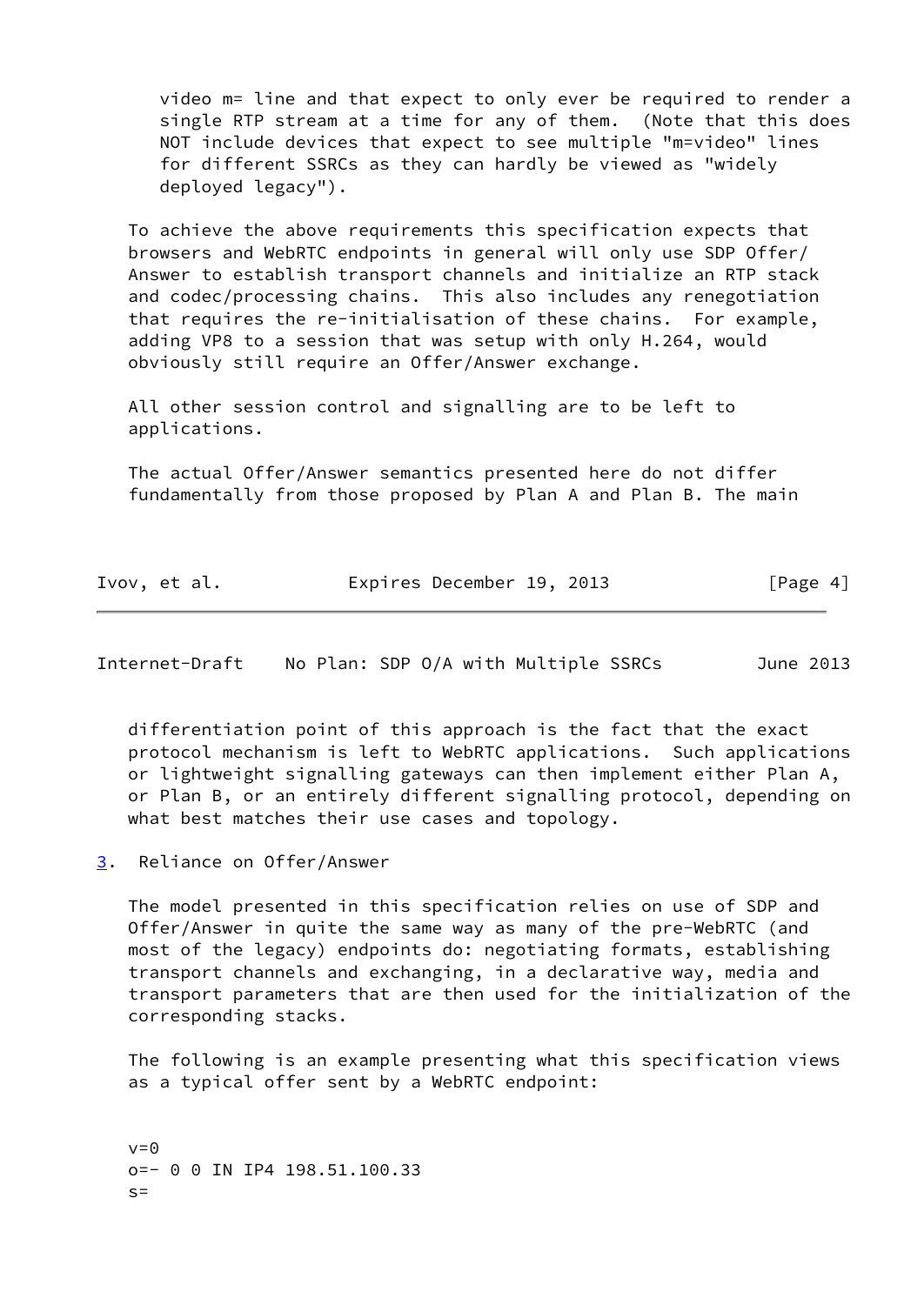video m= line and that expect to only ever be required to render a single RTP stream at a time for any of them. (Note that this does NOT include devices that expect to see multiple "m=video" lines for different SSRCs as they can hardly be viewed as "widely deployed legacy").

To achieve the above requirements this specification expects that browsers and WebRTC endpoints in general will only use SDP Offer/Answer to establish transport channels and initialize an RTP stack and codec/processing chains. This also includes any renegotiation that requires the re-initialisation of these chains. For example, adding VP8 to a session that was setup with only H.264, would obviously still require an Offer/Answer exchange.

All other session control and signalling are to be left to applications.

The actual Offer/Answer semantics presented here do not differ fundamentally from those proposed by Plan A and Plan B. The main differentiation point of this approach is the fact that the exact protocol mechanism is left to WebRTC applications. Such applications or lightweight signalling gateways can then implement either Plan A, or Plan B, or an entirely different signalling protocol, depending on what best matches their use cases and topology.

## 3. Reliance on Offer/Answer

The model presented in this specification relies on use of SDP and Offer/Answer in quite the same way as many of the pre-WebRTC (and most of the legacy) endpoints do: negotiating formats, establishing transport channels and exchanging, in a declarative way, media and transport parameters that are then used for the initialization of the corresponding stacks.

The following is an example presenting what this specification views as a typical offer sent by a WebRTC endpoint:

```
v=0
o=- 0 0 IN IP4 198.51.100.33
s=
```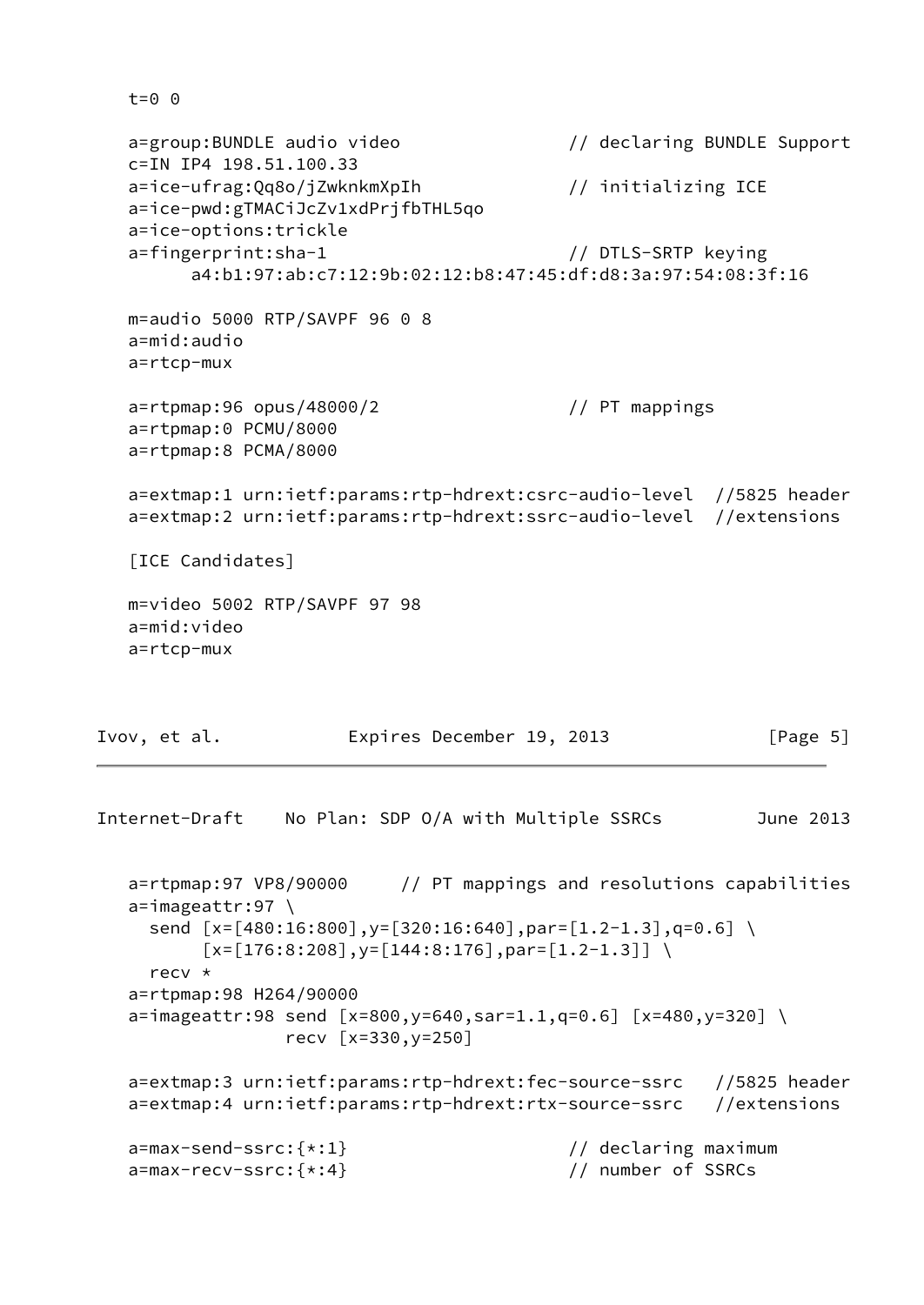```
t=0 0

a=group:BUNDLE audio video                // declaring BUNDLE Support
c=IN IP4 198.51.100.33
a=ice-ufrag:Qq8o/jZwknkmXpIh              // initializing ICE
a=ice-pwd:gTMACiJcZv1xdPrjfbTHL5qo
a=ice-options:trickle
a=fingerprint:sha-1                       // DTLS-SRTP keying
      a4:b1:97:ab:c7:12:9b:02:12:b8:47:45:df:d8:3a:97:54:08:3f:16

m=audio 5000 RTP/SAVPF 96 0 8
a=mid:audio
a=rtcp-mux

a=rtpmap:96 opus/48000/2                  // PT mappings
a=rtpmap:0 PCMU/8000
a=rtpmap:8 PCMA/8000

a=extmap:1 urn:ietf:params:rtp-hdrext:csrc-audio-level  //5825 header
a=extmap:2 urn:ietf:params:rtp-hdrext:ssrc-audio-level  //extensions

[ICE Candidates]

m=video 5002 RTP/SAVPF 97 98
a=mid:video
a=rtcp-mux

a=rtpmap:97 VP8/90000     // PT mappings and resolutions capabilities
a=imageattr:97 \
  send [x=[480:16:800],y=[320:16:640],par=[1.2-1.3],q=0.6] \
       [x=[176:8:208],y=[144:8:176],par=[1.2-1.3]] \
  recv *
a=rtpmap:98 H264/90000
a=imageattr:98 send [x=800,y=640,sar=1.1,q=0.6] [x=480,y=320] \
               recv [x=330,y=250]

a=extmap:3 urn:ietf:params:rtp-hdrext:fec-source-ssrc   //5825 header
a=extmap:4 urn:ietf:params:rtp-hdrext:rtx-source-ssrc   //extensions

a=max-send-ssrc:{*:1}                     // declaring maximum
a=max-recv-ssrc:{*:4}                     // number of SSRCs
```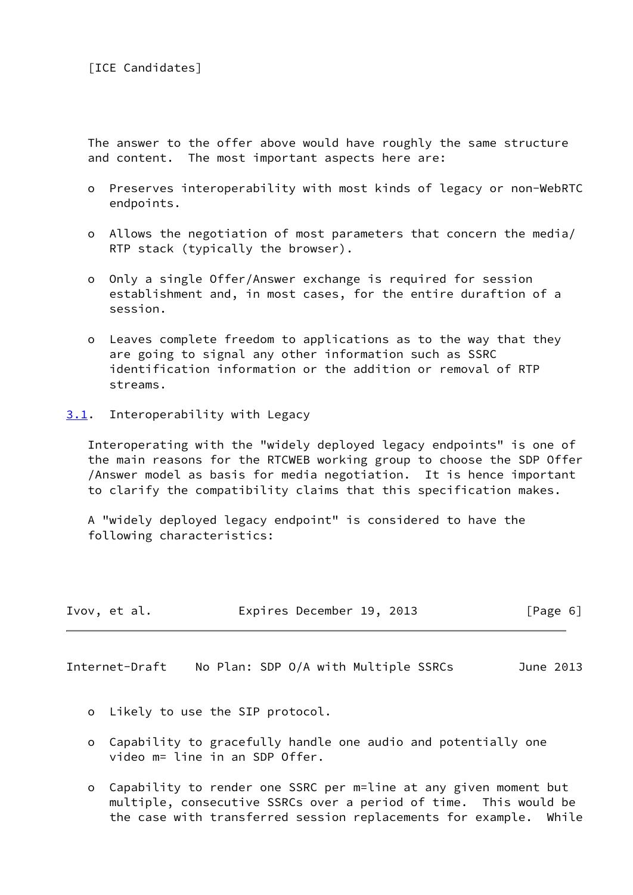[ICE Candidates]

The answer to the offer above would have roughly the same structure and content. The most important aspects here are:

- Preserves interoperability with most kinds of legacy or non-WebRTC endpoints.
- Allows the negotiation of most parameters that concern the media/ RTP stack (typically the browser).
- Only a single Offer/Answer exchange is required for session establishment and, in most cases, for the entire duraftion of a session.
- Leaves complete freedom to applications as to the way that they are going to signal any other information such as SSRC identification information or the addition or removal of RTP streams.

## 3.1. Interoperability with Legacy

Interoperating with the "widely deployed legacy endpoints" is one of the main reasons for the RTCWEB working group to choose the SDP Offer /Answer model as basis for media negotiation. It is hence important to clarify the compatibility claims that this specification makes.

A "widely deployed legacy endpoint" is considered to have the following characteristics:

- Likely to use the SIP protocol.
- Capability to gracefully handle one audio and potentially one video m= line in an SDP Offer.
- Capability to render one SSRC per m=line at any given moment but multiple, consecutive SSRCs over a period of time. This would be the case with transferred session replacements for example. While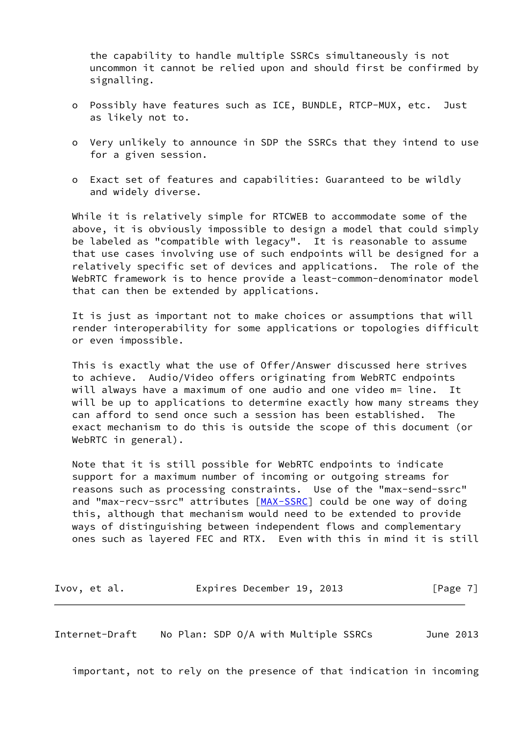the capability to handle multiple SSRCs simultaneously is not uncommon it cannot be relied upon and should first be confirmed by signalling.

- Possibly have features such as ICE, BUNDLE, RTCP-MUX, etc. Just as likely not to.
- Very unlikely to announce in SDP the SSRCs that they intend to use for a given session.
- Exact set of features and capabilities: Guaranteed to be wildly and widely diverse.

While it is relatively simple for RTCWEB to accommodate some of the above, it is obviously impossible to design a model that could simply be labeled as "compatible with legacy". It is reasonable to assume that use cases involving use of such endpoints will be designed for a relatively specific set of devices and applications. The role of the WebRTC framework is to hence provide a least-common-denominator model that can then be extended by applications.

It is just as important not to make choices or assumptions that will render interoperability for some applications or topologies difficult or even impossible.

This is exactly what the use of Offer/Answer discussed here strives to achieve. Audio/Video offers originating from WebRTC endpoints will always have a maximum of one audio and one video m= line. It will be up to applications to determine exactly how many streams they can afford to send once such a session has been established. The exact mechanism to do this is outside the scope of this document (or WebRTC in general).

Note that it is still possible for WebRTC endpoints to indicate support for a maximum number of incoming or outgoing streams for reasons such as processing constraints. Use of the "max-send-ssrc" and "max-recv-ssrc" attributes [MAX-SSRC] could be one way of doing this, although that mechanism would need to be extended to provide ways of distinguishing between independent flows and complementary ones such as layered FEC and RTX. Even with this in mind it is still important, not to rely on the presence of that indication in incoming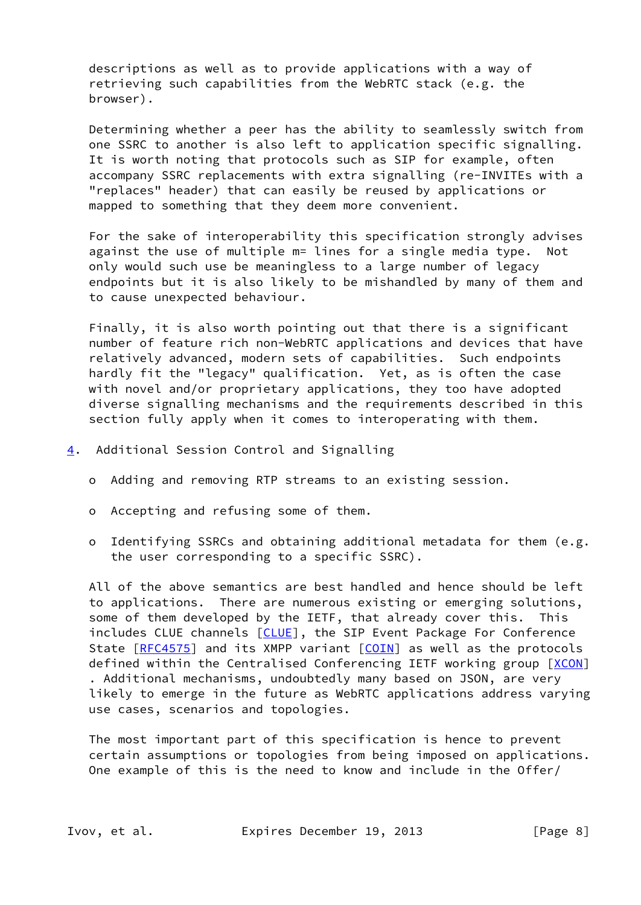descriptions as well as to provide applications with a way of retrieving such capabilities from the WebRTC stack (e.g. the browser).

Determining whether a peer has the ability to seamlessly switch from one SSRC to another is also left to application specific signalling. It is worth noting that protocols such as SIP for example, often accompany SSRC replacements with extra signalling (re-INVITEs with a "replaces" header) that can easily be reused by applications or mapped to something that they deem more convenient.

For the sake of interoperability this specification strongly advises against the use of multiple m= lines for a single media type. Not only would such use be meaningless to a large number of legacy endpoints but it is also likely to be mishandled by many of them and to cause unexpected behaviour.

Finally, it is also worth pointing out that there is a significant number of feature rich non-WebRTC applications and devices that have relatively advanced, modern sets of capabilities. Such endpoints hardly fit the "legacy" qualification. Yet, as is often the case with novel and/or proprietary applications, they too have adopted diverse signalling mechanisms and the requirements described in this section fully apply when it comes to interoperating with them.

## 4. Additional Session Control and Signalling

- Adding and removing RTP streams to an existing session.
- Accepting and refusing some of them.
- Identifying SSRCs and obtaining additional metadata for them (e.g. the user corresponding to a specific SSRC).

All of the above semantics are best handled and hence should be left to applications. There are numerous existing or emerging solutions, some of them developed by the IETF, that already cover this. This includes CLUE channels [CLUE], the SIP Event Package For Conference State [RFC4575] and its XMPP variant [COIN] as well as the protocols defined within the Centralised Conferencing IETF working group [XCON]. Additional mechanisms, undoubtedly many based on JSON, are very likely to emerge in the future as WebRTC applications address varying use cases, scenarios and topologies.

The most important part of this specification is hence to prevent certain assumptions or topologies from being imposed on applications. One example of this is the need to know and include in the Offer/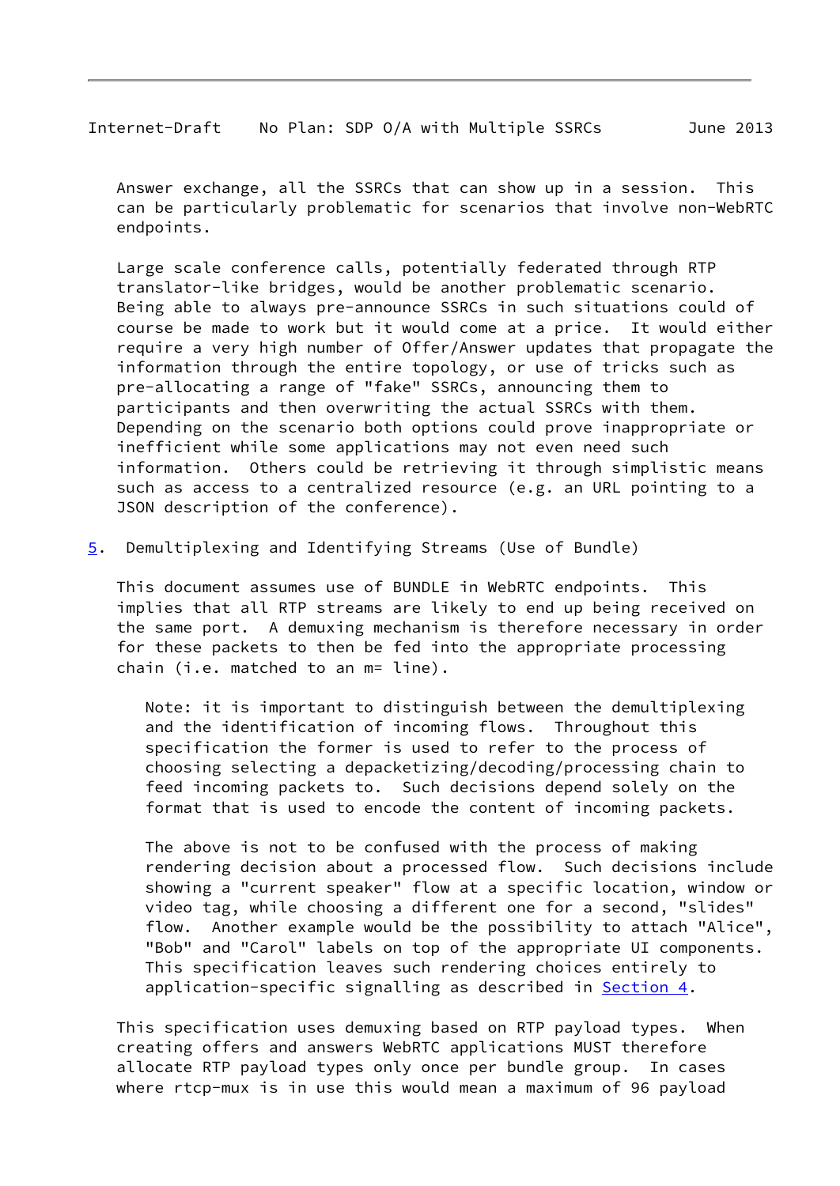Answer exchange, all the SSRCs that can show up in a session. This can be particularly problematic for scenarios that involve non-WebRTC endpoints.

Large scale conference calls, potentially federated through RTP translator-like bridges, would be another problematic scenario. Being able to always pre-announce SSRCs in such situations could of course be made to work but it would come at a price. It would either require a very high number of Offer/Answer updates that propagate the information through the entire topology, or use of tricks such as pre-allocating a range of "fake" SSRCs, announcing them to participants and then overwriting the actual SSRCs with them. Depending on the scenario both options could prove inappropriate or inefficient while some applications may not even need such information. Others could be retrieving it through simplistic means such as access to a centralized resource (e.g. an URL pointing to a JSON description of the conference).

## 5. Demultiplexing and Identifying Streams (Use of Bundle)

This document assumes use of BUNDLE in WebRTC endpoints. This implies that all RTP streams are likely to end up being received on the same port. A demuxing mechanism is therefore necessary in order for these packets to then be fed into the appropriate processing chain (i.e. matched to an m= line).

> Note: it is important to distinguish between the demultiplexing and the identification of incoming flows. Throughout this specification the former is used to refer to the process of choosing selecting a depacketizing/decoding/processing chain to feed incoming packets to. Such decisions depend solely on the format that is used to encode the content of incoming packets.
>
> The above is not to be confused with the process of making rendering decision about a processed flow. Such decisions include showing a "current speaker" flow at a specific location, window or video tag, while choosing a different one for a second, "slides" flow. Another example would be the possibility to attach "Alice", "Bob" and "Carol" labels on top of the appropriate UI components. This specification leaves such rendering choices entirely to application-specific signalling as described in Section 4.

This specification uses demuxing based on RTP payload types. When creating offers and answers WebRTC applications MUST therefore allocate RTP payload types only once per bundle group. In cases where rtcp-mux is in use this would mean a maximum of 96 payload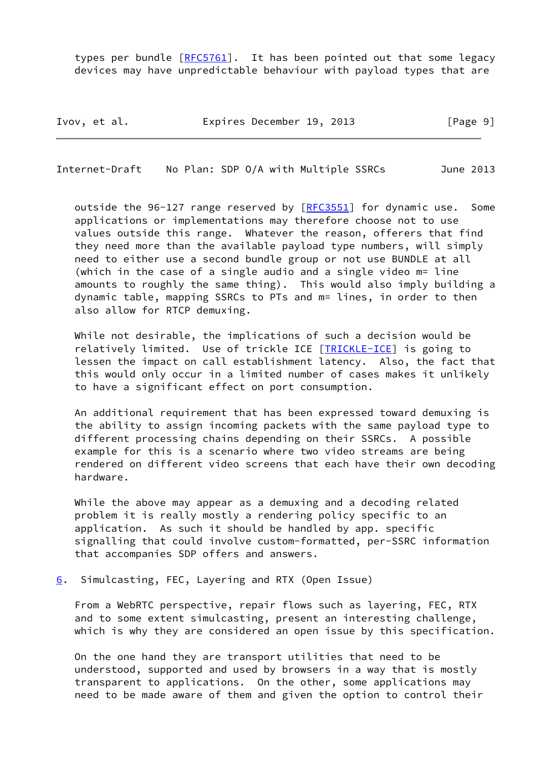types per bundle [RFC5761]. It has been pointed out that some legacy devices may have unpredictable behaviour with payload types that are outside the 96-127 range reserved by [RFC3551] for dynamic use. Some applications or implementations may therefore choose not to use values outside this range. Whatever the reason, offerers that find they need more than the available payload type numbers, will simply need to either use a second bundle group or not use BUNDLE at all (which in the case of a single audio and a single video m= line amounts to roughly the same thing). This would also imply building a dynamic table, mapping SSRCs to PTs and m= lines, in order to then also allow for RTCP demuxing.

While not desirable, the implications of such a decision would be relatively limited. Use of trickle ICE [TRICKLE-ICE] is going to lessen the impact on call establishment latency. Also, the fact that this would only occur in a limited number of cases makes it unlikely to have a significant effect on port consumption.

An additional requirement that has been expressed toward demuxing is the ability to assign incoming packets with the same payload type to different processing chains depending on their SSRCs. A possible example for this is a scenario where two video streams are being rendered on different video screens that each have their own decoding hardware.

While the above may appear as a demuxing and a decoding related problem it is really mostly a rendering policy specific to an application. As such it should be handled by app. specific signalling that could involve custom-formatted, per-SSRC information that accompanies SDP offers and answers.

## 6. Simulcasting, FEC, Layering and RTX (Open Issue)

From a WebRTC perspective, repair flows such as layering, FEC, RTX and to some extent simulcasting, present an interesting challenge, which is why they are considered an open issue by this specification.

On the one hand they are transport utilities that need to be understood, supported and used by browsers in a way that is mostly transparent to applications. On the other, some applications may need to be made aware of them and given the option to control their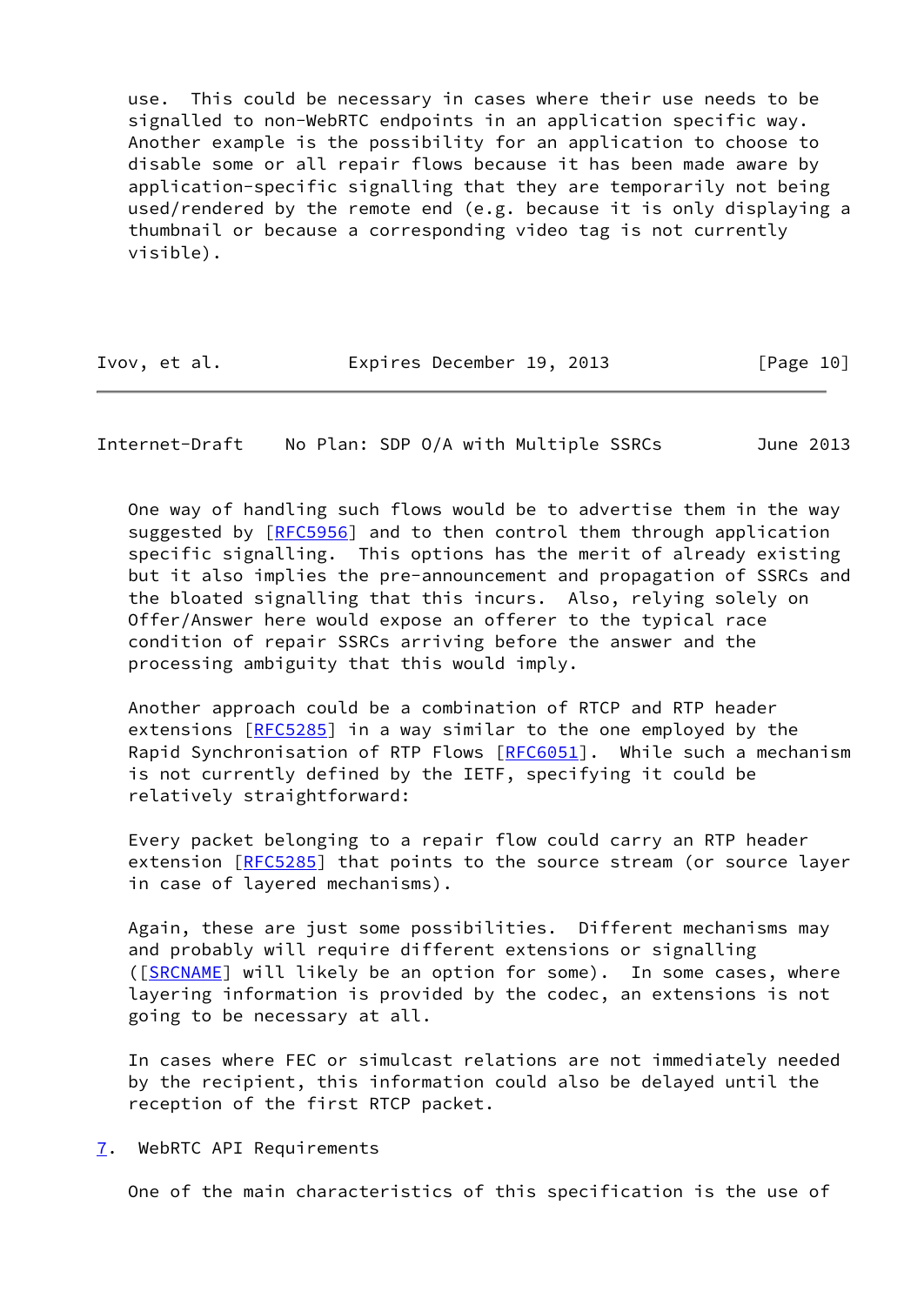use. This could be necessary in cases where their use needs to be signalled to non-WebRTC endpoints in an application specific way. Another example is the possibility for an application to choose to disable some or all repair flows because it has been made aware by application-specific signalling that they are temporarily not being used/rendered by the remote end (e.g. because it is only displaying a thumbnail or because a corresponding video tag is not currently visible).

One way of handling such flows would be to advertise them in the way suggested by [RFC5956] and to then control them through application specific signalling. This options has the merit of already existing but it also implies the pre-announcement and propagation of SSRCs and the bloated signalling that this incurs. Also, relying solely on Offer/Answer here would expose an offerer to the typical race condition of repair SSRCs arriving before the answer and the processing ambiguity that this would imply.

Another approach could be a combination of RTCP and RTP header extensions [RFC5285] in a way similar to the one employed by the Rapid Synchronisation of RTP Flows [RFC6051]. While such a mechanism is not currently defined by the IETF, specifying it could be relatively straightforward:

Every packet belonging to a repair flow could carry an RTP header extension [RFC5285] that points to the source stream (or source layer in case of layered mechanisms).

Again, these are just some possibilities. Different mechanisms may and probably will require different extensions or signalling ([SRCNAME] will likely be an option for some). In some cases, where layering information is provided by the codec, an extensions is not going to be necessary at all.

In cases where FEC or simulcast relations are not immediately needed by the recipient, this information could also be delayed until the reception of the first RTCP packet.

## 7. WebRTC API Requirements

One of the main characteristics of this specification is the use of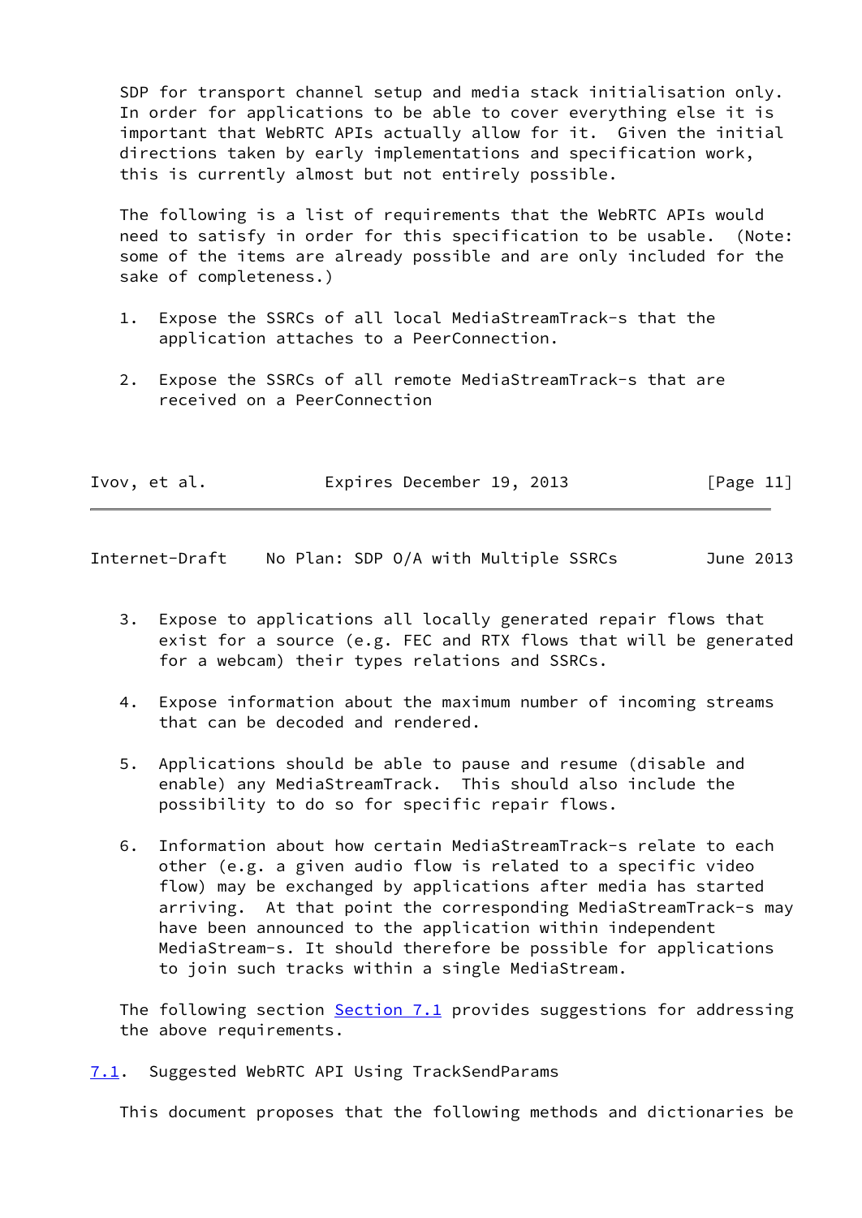SDP for transport channel setup and media stack initialisation only. In order for applications to be able to cover everything else it is important that WebRTC APIs actually allow for it. Given the initial directions taken by early implementations and specification work, this is currently almost but not entirely possible.

The following is a list of requirements that the WebRTC APIs would need to satisfy in order for this specification to be usable. (Note: some of the items are already possible and are only included for the sake of completeness.)

1. Expose the SSRCs of all local MediaStreamTrack-s that the application attaches to a PeerConnection.

2. Expose the SSRCs of all remote MediaStreamTrack-s that are received on a PeerConnection

3. Expose to applications all locally generated repair flows that exist for a source (e.g. FEC and RTX flows that will be generated for a webcam) their types relations and SSRCs.

4. Expose information about the maximum number of incoming streams that can be decoded and rendered.

5. Applications should be able to pause and resume (disable and enable) any MediaStreamTrack. This should also include the possibility to do so for specific repair flows.

6. Information about how certain MediaStreamTrack-s relate to each other (e.g. a given audio flow is related to a specific video flow) may be exchanged by applications after media has started arriving. At that point the corresponding MediaStreamTrack-s may have been announced to the application within independent MediaStream-s. It should therefore be possible for applications to join such tracks within a single MediaStream.

The following section Section 7.1 provides suggestions for addressing the above requirements.

## 7.1. Suggested WebRTC API Using TrackSendParams

This document proposes that the following methods and dictionaries be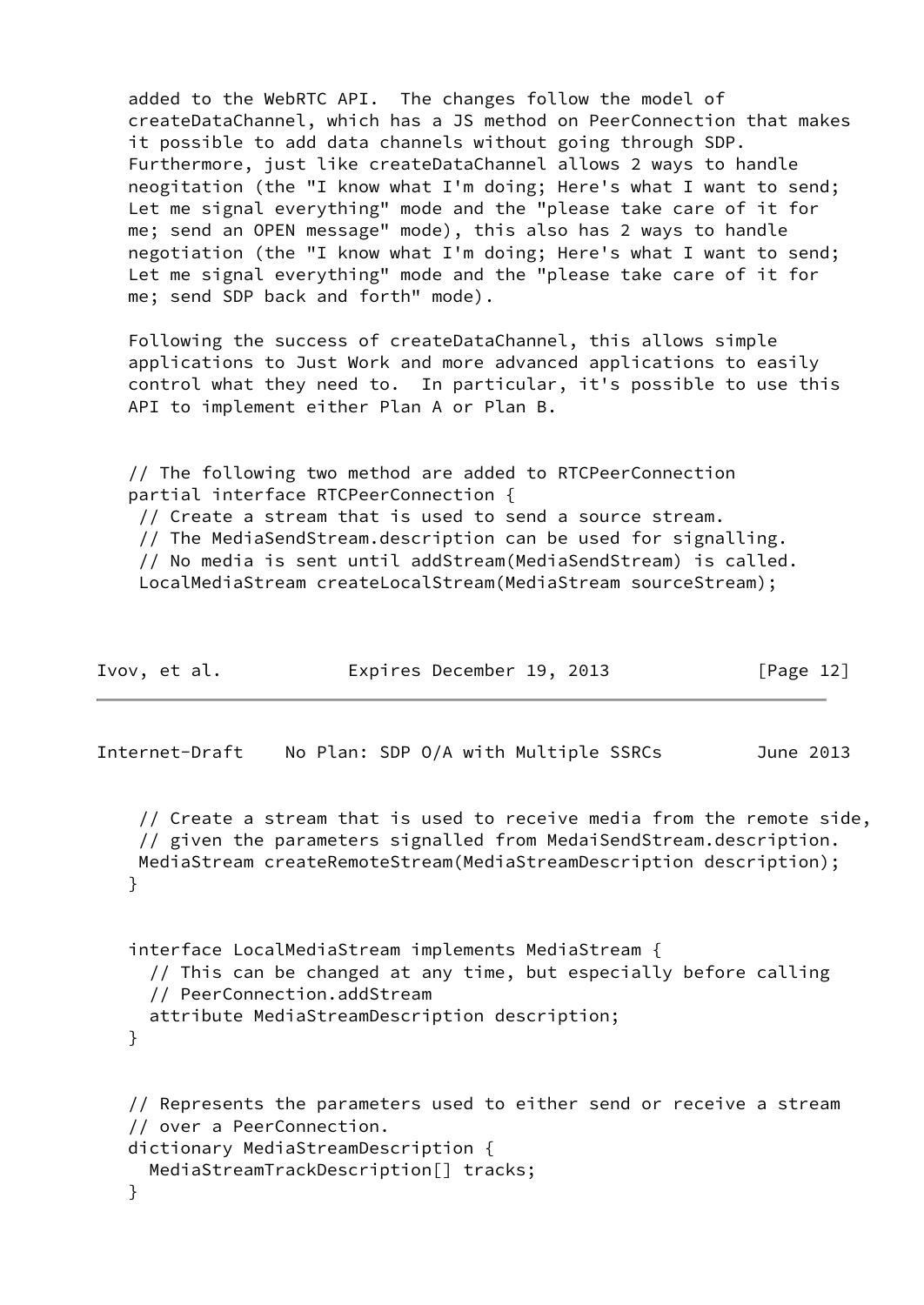added to the WebRTC API. The changes follow the model of createDataChannel, which has a JS method on PeerConnection that makes it possible to add data channels without going through SDP. Furthermore, just like createDataChannel allows 2 ways to handle neogitation (the "I know what I'm doing; Here's what I want to send; Let me signal everything" mode and the "please take care of it for me; send an OPEN message" mode), this also has 2 ways to handle negotiation (the "I know what I'm doing; Here's what I want to send; Let me signal everything" mode and the "please take care of it for me; send SDP back and forth" mode).

Following the success of createDataChannel, this allows simple applications to Just Work and more advanced applications to easily control what they need to. In particular, it's possible to use this API to implement either Plan A or Plan B.

```
// The following two method are added to RTCPeerConnection
partial interface RTCPeerConnection {
 // Create a stream that is used to send a source stream.
 // The MediaSendStream.description can be used for signalling.
 // No media is sent until addStream(MediaSendStream) is called.
 LocalMediaStream createLocalStream(MediaStream sourceStream);

 // Create a stream that is used to receive media from the remote side,
 // given the parameters signalled from MedaiSendStream.description.
 MediaStream createRemoteStream(MediaStreamDescription description);
}


interface LocalMediaStream implements MediaStream {
  // This can be changed at any time, but especially before calling
  // PeerConnection.addStream
  attribute MediaStreamDescription description;
}


// Represents the parameters used to either send or receive a stream
// over a PeerConnection.
dictionary MediaStreamDescription {
  MediaStreamTrackDescription[] tracks;
}
```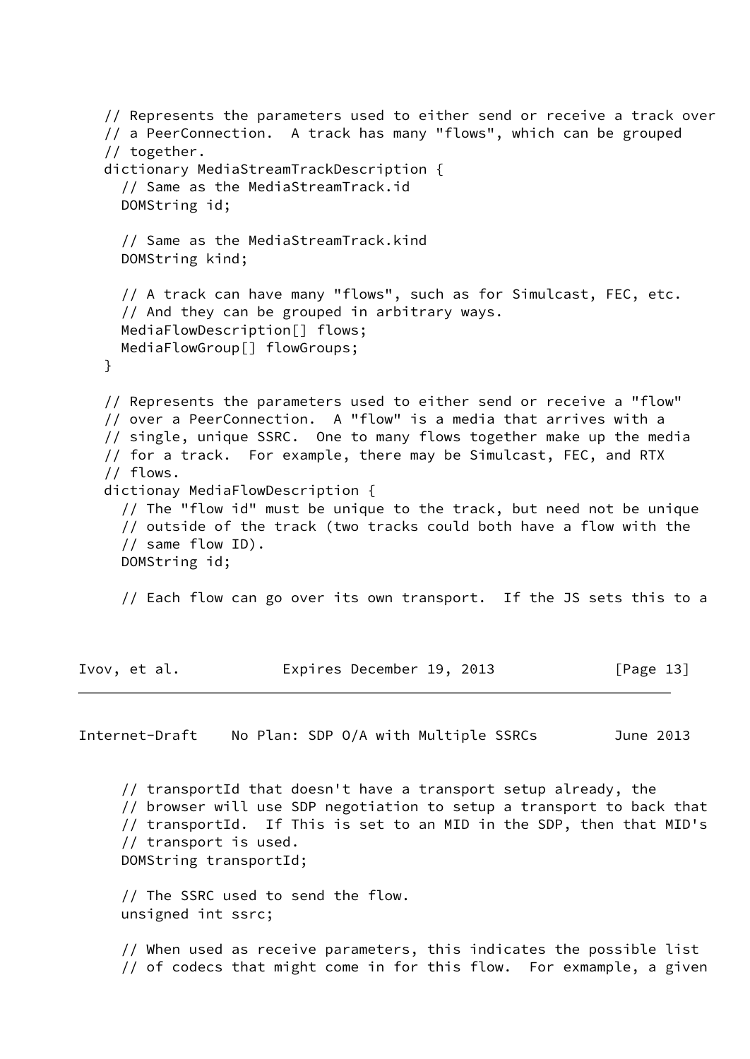```
   // Represents the parameters used to either send or receive a track over
   // a PeerConnection.  A track has many "flows", which can be grouped
   // together.
   dictionary MediaStreamTrackDescription {
     // Same as the MediaStreamTrack.id
     DOMString id;

     // Same as the MediaStreamTrack.kind
     DOMString kind;

     // A track can have many "flows", such as for Simulcast, FEC, etc.
     // And they can be grouped in arbitrary ways.
     MediaFlowDescription[] flows;
     MediaFlowGroup[] flowGroups;
   }

   // Represents the parameters used to either send or receive a "flow"
   // over a PeerConnection.  A "flow" is a media that arrives with a
   // single, unique SSRC.  One to many flows together make up the media
   // for a track.  For example, there may be Simulcast, FEC, and RTX
   // flows.
   dictionay MediaFlowDescription {
     // The "flow id" must be unique to the track, but need not be unique
     // outside of the track (two tracks could both have a flow with the
     // same flow ID).
     DOMString id;

     // Each flow can go over its own transport.  If the JS sets this to a
     // transportId that doesn't have a transport setup already, the
     // browser will use SDP negotiation to setup a transport to back that
     // transportId.  If This is set to an MID in the SDP, then that MID's
     // transport is used.
     DOMString transportId;

     // The SSRC used to send the flow.
     unsigned int ssrc;

     // When used as receive parameters, this indicates the possible list
     // of codecs that might come in for this flow.  For exmample, a given
```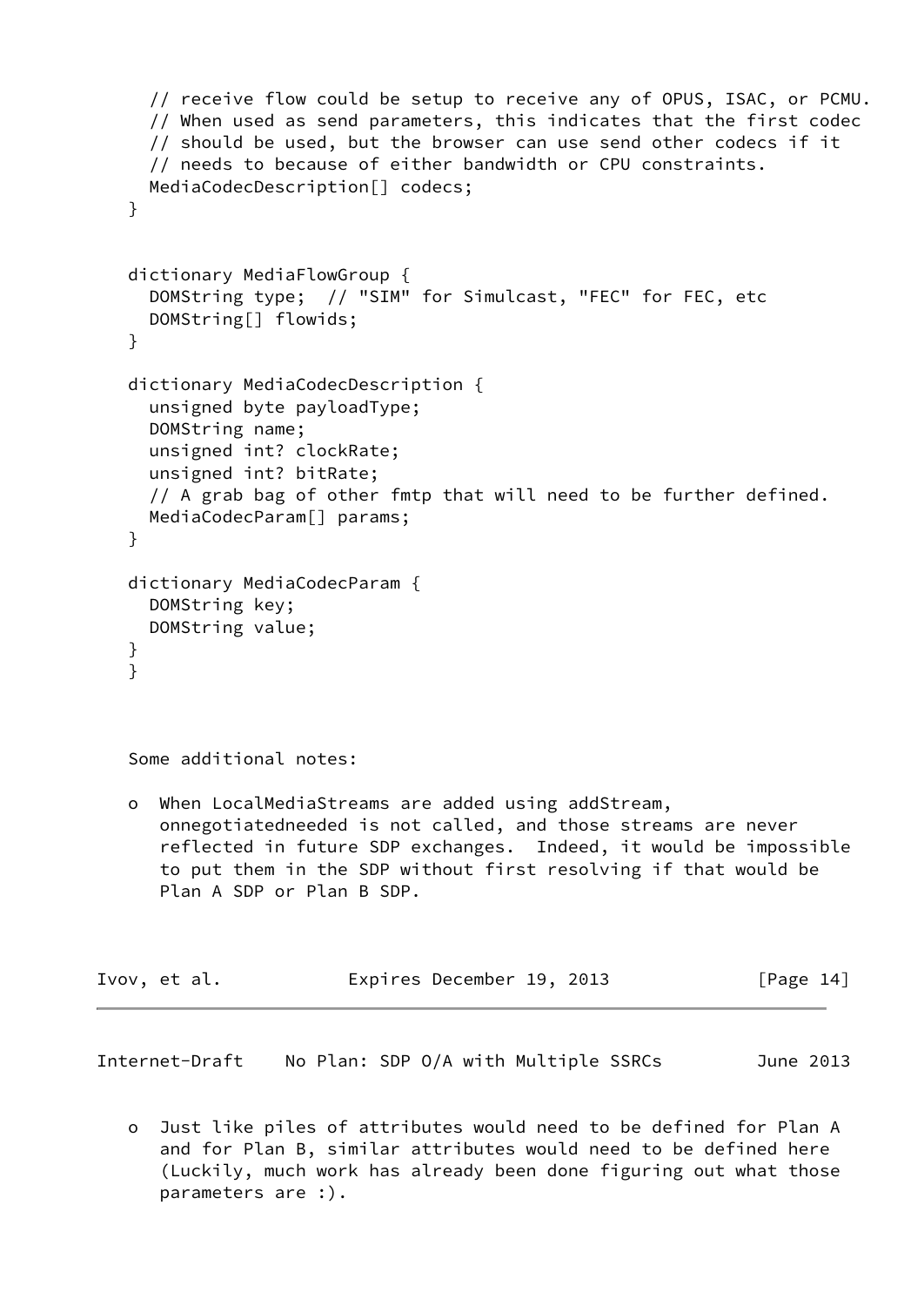```
      // receive flow could be setup to receive any of OPUS, ISAC, or PCMU.
      // When used as send parameters, this indicates that the first codec
      // should be used, but the browser can use send other codecs if it
      // needs to because of either bandwidth or CPU constraints.
      MediaCodecDescription[] codecs;
    }


    dictionary MediaFlowGroup {
      DOMString type;  // "SIM" for Simulcast, "FEC" for FEC, etc
      DOMString[] flowids;
    }

    dictionary MediaCodecDescription {
      unsigned byte payloadType;
      DOMString name;
      unsigned int? clockRate;
      unsigned int? bitRate;
      // A grab bag of other fmtp that will need to be further defined.
      MediaCodecParam[] params;
    }

    dictionary MediaCodecParam {
      DOMString key;
      DOMString value;
    }
    }
```

Some additional notes:

- When LocalMediaStreams are added using addStream, onnegotiatedneeded is not called, and those streams are never reflected in future SDP exchanges. Indeed, it would be impossible to put them in the SDP without first resolving if that would be Plan A SDP or Plan B SDP.

- Just like piles of attributes would need to be defined for Plan A and for Plan B, similar attributes would need to be defined here (Luckily, much work has already been done figuring out what those parameters are :).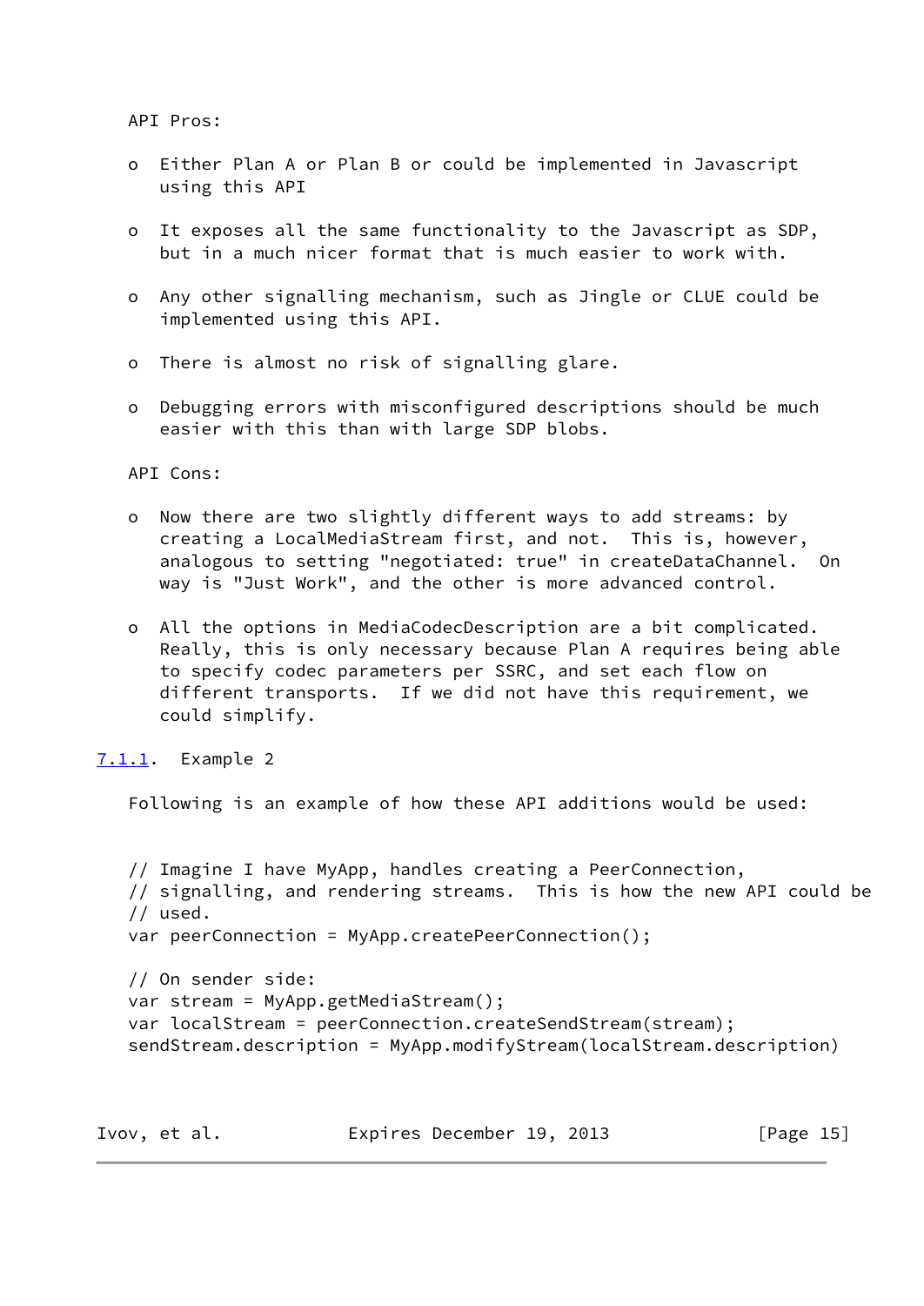API Pros:

- Either Plan A or Plan B or could be implemented in Javascript using this API

- It exposes all the same functionality to the Javascript as SDP, but in a much nicer format that is much easier to work with.

- Any other signalling mechanism, such as Jingle or CLUE could be implemented using this API.

- There is almost no risk of signalling glare.

- Debugging errors with misconfigured descriptions should be much easier with this than with large SDP blobs.

API Cons:

- Now there are two slightly different ways to add streams: by creating a LocalMediaStream first, and not. This is, however, analogous to setting "negotiated: true" in createDataChannel. On way is "Just Work", and the other is more advanced control.

- All the options in MediaCodecDescription are a bit complicated. Really, this is only necessary because Plan A requires being able to specify codec parameters per SSRC, and set each flow on different transports. If we did not have this requirement, we could simplify.

### 7.1.1. Example 2

Following is an example of how these API additions would be used:

```
// Imagine I have MyApp, handles creating a PeerConnection,
// signalling, and rendering streams.  This is how the new API could be
// used.
var peerConnection = MyApp.createPeerConnection();

// On sender side:
var stream = MyApp.getMediaStream();
var localStream = peerConnection.createSendStream(stream);
sendStream.description = MyApp.modifyStream(localStream.description)
```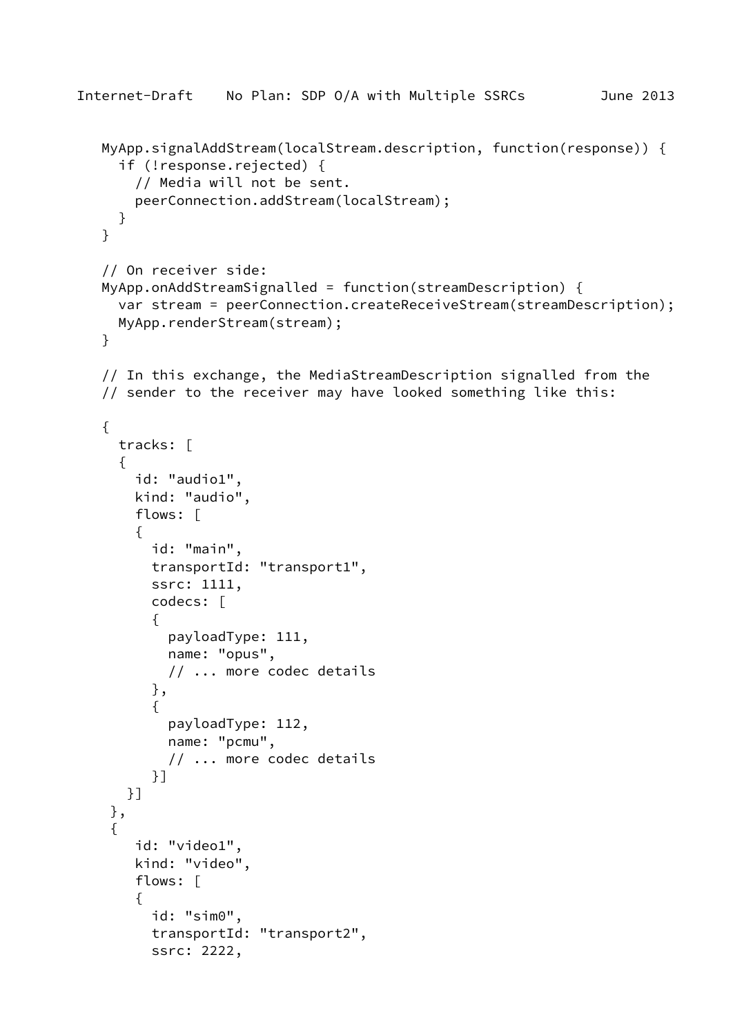```
   MyApp.signalAddStream(localStream.description, function(response)) {
     if (!response.rejected) {
       // Media will not be sent.
       peerConnection.addStream(localStream);
     }
   }

   // On receiver side:
   MyApp.onAddStreamSignalled = function(streamDescription) {
     var stream = peerConnection.createReceiveStream(streamDescription);
     MyApp.renderStream(stream);
   }

   // In this exchange, the MediaStreamDescription signalled from the
   // sender to the receiver may have looked something like this:

   {
     tracks: [
     {
       id: "audio1",
       kind: "audio",
       flows: [
       {
         id: "main",
         transportId: "transport1",
         ssrc: 1111,
         codecs: [
         {
           payloadType: 111,
           name: "opus",
           // ... more codec details
         },
         {
           payloadType: 112,
           name: "pcmu",
           // ... more codec details
         }]
      }]
    },
    {
       id: "video1",
       kind: "video",
       flows: [
       {
         id: "sim0",
         transportId: "transport2",
         ssrc: 2222,
```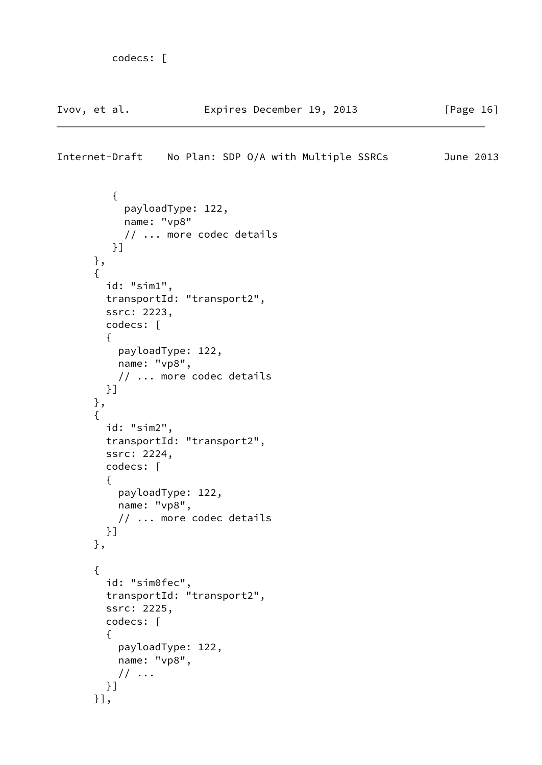```
         codecs: [
```

```
          {
            payloadType: 122,
            name: "vp8"
            // ... more codec details
          }]
      },
      {
        id: "sim1",
        transportId: "transport2",
        ssrc: 2223,
        codecs: [
        {
          payloadType: 122,
          name: "vp8",
          // ... more codec details
        }]
      },
      {
        id: "sim2",
        transportId: "transport2",
        ssrc: 2224,
        codecs: [
        {
          payloadType: 122,
          name: "vp8",
          // ... more codec details
        }]
      },

      {
        id: "sim0fec",
        transportId: "transport2",
        ssrc: 2225,
        codecs: [
        {
          payloadType: 122,
          name: "vp8",
          // ...
        }]
      }],
```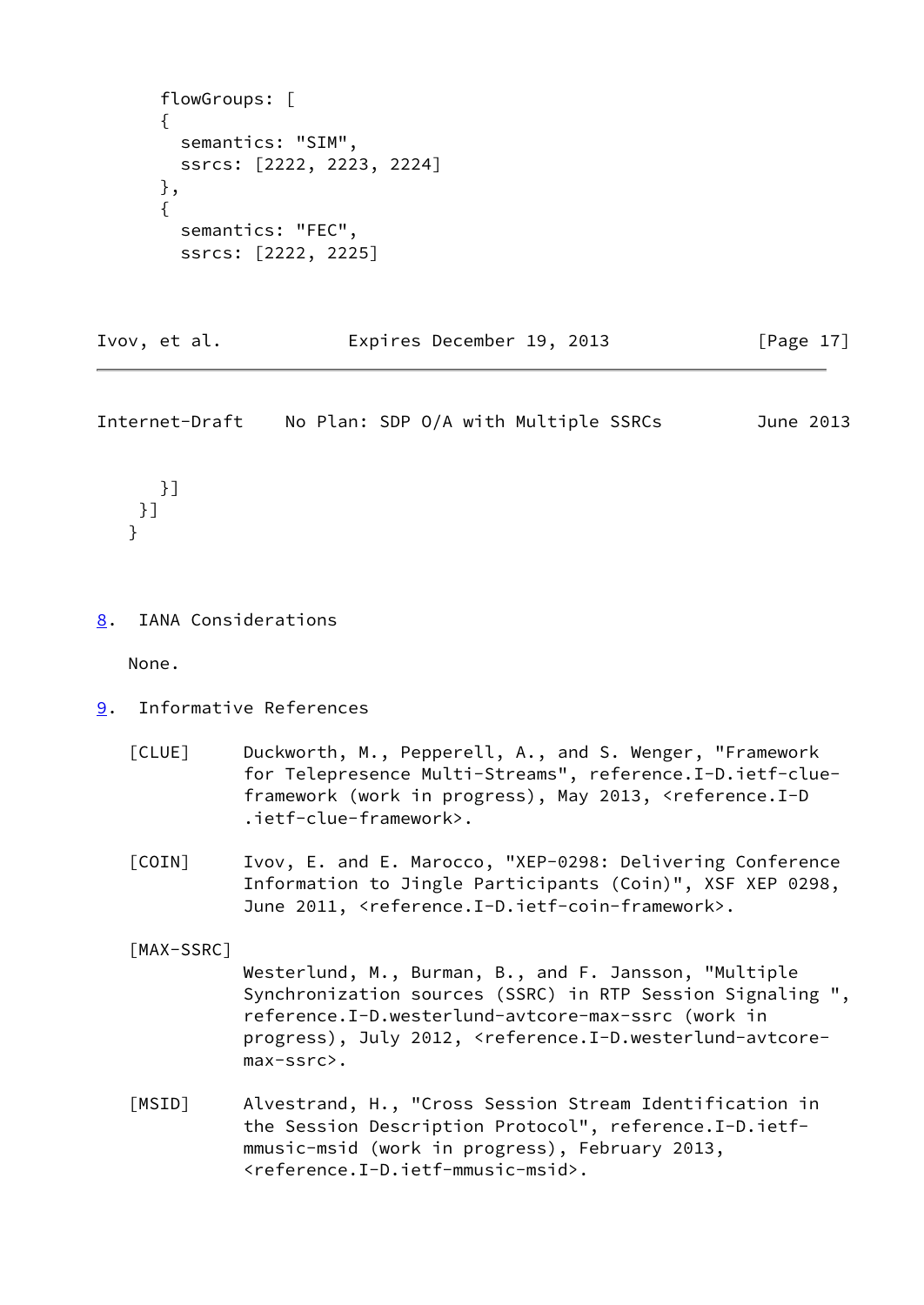```
      flowGroups: [
      {
        semantics: "SIM",
        ssrcs: [2222, 2223, 2224]
      },
      {
        semantics: "FEC",
        ssrcs: [2222, 2225]
      }]
    }]
   }
```

## 8. IANA Considerations

None.

## 9. Informative References

[CLUE] Duckworth, M., Pepperell, A., and S. Wenger, "Framework for Telepresence Multi-Streams", reference.I-D.ietf-clue-framework (work in progress), May 2013, <reference.I-D.ietf-clue-framework>.

[COIN] Ivov, E. and E. Marocco, "XEP-0298: Delivering Conference Information to Jingle Participants (Coin)", XSF XEP 0298, June 2011, <reference.I-D.ietf-coin-framework>.

[MAX-SSRC] Westerlund, M., Burman, B., and F. Jansson, "Multiple Synchronization sources (SSRC) in RTP Session Signaling ", reference.I-D.westerlund-avtcore-max-ssrc (work in progress), July 2012, <reference.I-D.westerlund-avtcore-max-ssrc>.

[MSID] Alvestrand, H., "Cross Session Stream Identification in the Session Description Protocol", reference.I-D.ietf-mmusic-msid (work in progress), February 2013, <reference.I-D.ietf-mmusic-msid>.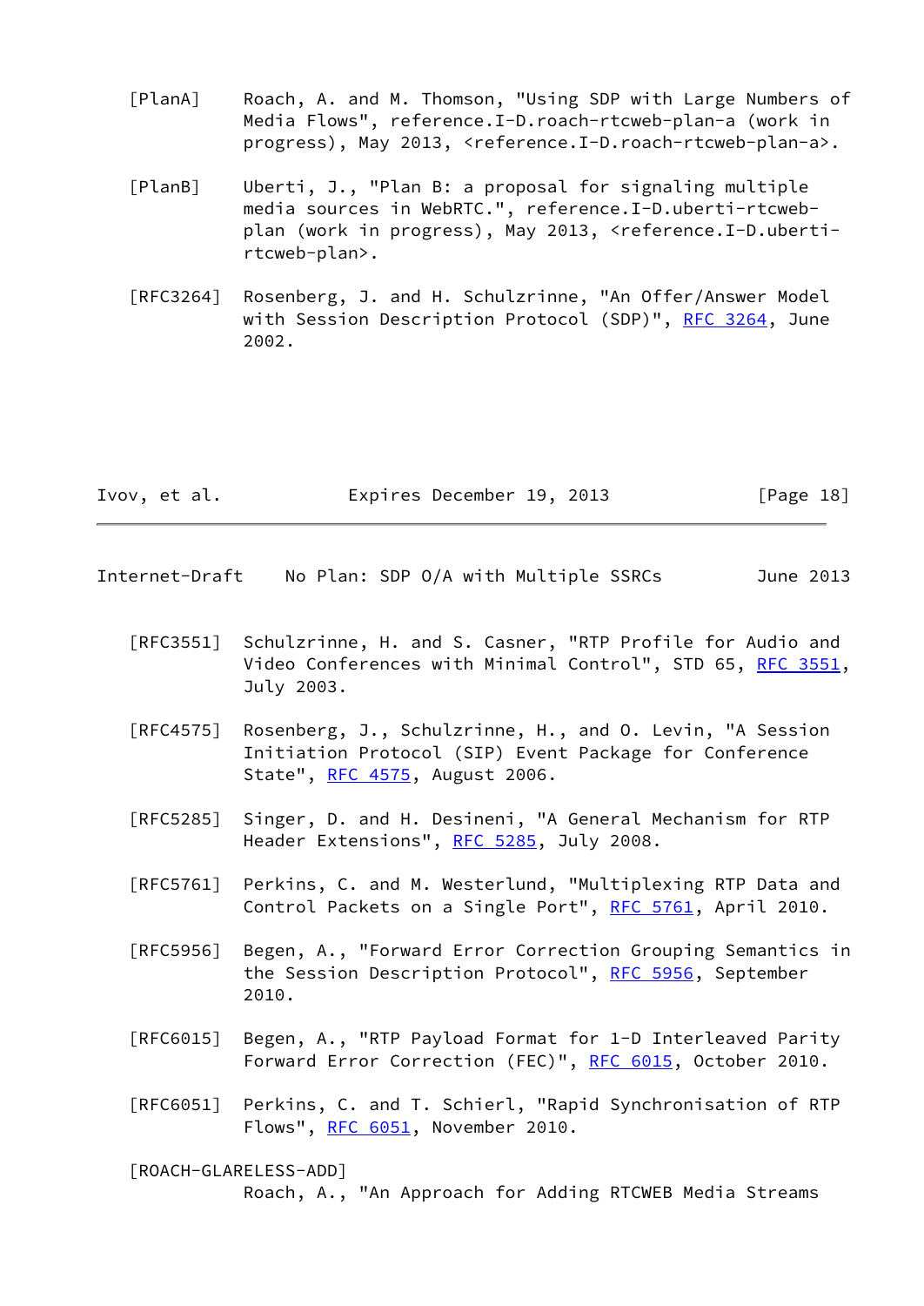[PlanA] Roach, A. and M. Thomson, "Using SDP with Large Numbers of Media Flows", reference.I-D.roach-rtcweb-plan-a (work in progress), May 2013, <reference.I-D.roach-rtcweb-plan-a>.

[PlanB] Uberti, J., "Plan B: a proposal for signaling multiple media sources in WebRTC.", reference.I-D.uberti-rtcweb-plan (work in progress), May 2013, <reference.I-D.uberti-rtcweb-plan>.

[RFC3264] Rosenberg, J. and H. Schulzrinne, "An Offer/Answer Model with Session Description Protocol (SDP)", RFC 3264, June 2002.

[RFC3551] Schulzrinne, H. and S. Casner, "RTP Profile for Audio and Video Conferences with Minimal Control", STD 65, RFC 3551, July 2003.

[RFC4575] Rosenberg, J., Schulzrinne, H., and O. Levin, "A Session Initiation Protocol (SIP) Event Package for Conference State", RFC 4575, August 2006.

[RFC5285] Singer, D. and H. Desineni, "A General Mechanism for RTP Header Extensions", RFC 5285, July 2008.

[RFC5761] Perkins, C. and M. Westerlund, "Multiplexing RTP Data and Control Packets on a Single Port", RFC 5761, April 2010.

[RFC5956] Begen, A., "Forward Error Correction Grouping Semantics in the Session Description Protocol", RFC 5956, September 2010.

[RFC6015] Begen, A., "RTP Payload Format for 1-D Interleaved Parity Forward Error Correction (FEC)", RFC 6015, October 2010.

[RFC6051] Perkins, C. and T. Schierl, "Rapid Synchronisation of RTP Flows", RFC 6051, November 2010.

[ROACH-GLARELESS-ADD]
Roach, A., "An Approach for Adding RTCWEB Media Streams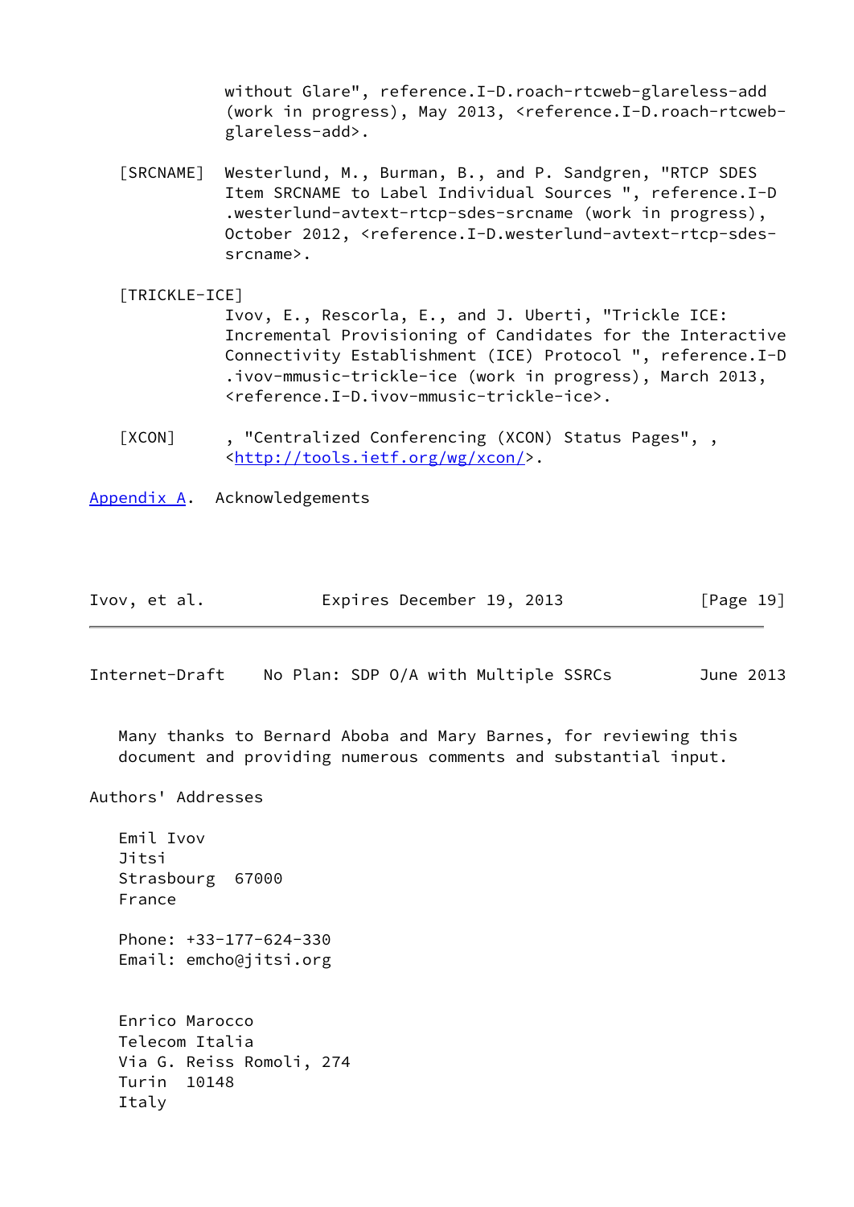without Glare", reference.I-D.roach-rtcweb-glareless-add (work in progress), May 2013, <reference.I-D.roach-rtcweb-glareless-add>.

[SRCNAME] Westerlund, M., Burman, B., and P. Sandgren, "RTCP SDES Item SRCNAME to Label Individual Sources ", reference.I-D .westerlund-avtext-rtcp-sdes-srcname (work in progress), October 2012, <reference.I-D.westerlund-avtext-rtcp-sdes-srcname>.

[TRICKLE-ICE] Ivov, E., Rescorla, E., and J. Uberti, "Trickle ICE: Incremental Provisioning of Candidates for the Interactive Connectivity Establishment (ICE) Protocol ", reference.I-D .ivov-mmusic-trickle-ice (work in progress), March 2013, <reference.I-D.ivov-mmusic-trickle-ice>.

[XCON] , "Centralized Conferencing (XCON) Status Pages", , <http://tools.ietf.org/wg/xcon/>.

## Appendix A. Acknowledgements

Many thanks to Bernard Aboba and Mary Barnes, for reviewing this document and providing numerous comments and substantial input.

## Authors' Addresses

Emil Ivov
Jitsi
Strasbourg 67000
France

Phone: +33-177-624-330
Email: emcho@jitsi.org

Enrico Marocco
Telecom Italia
Via G. Reiss Romoli, 274
Turin 10148
Italy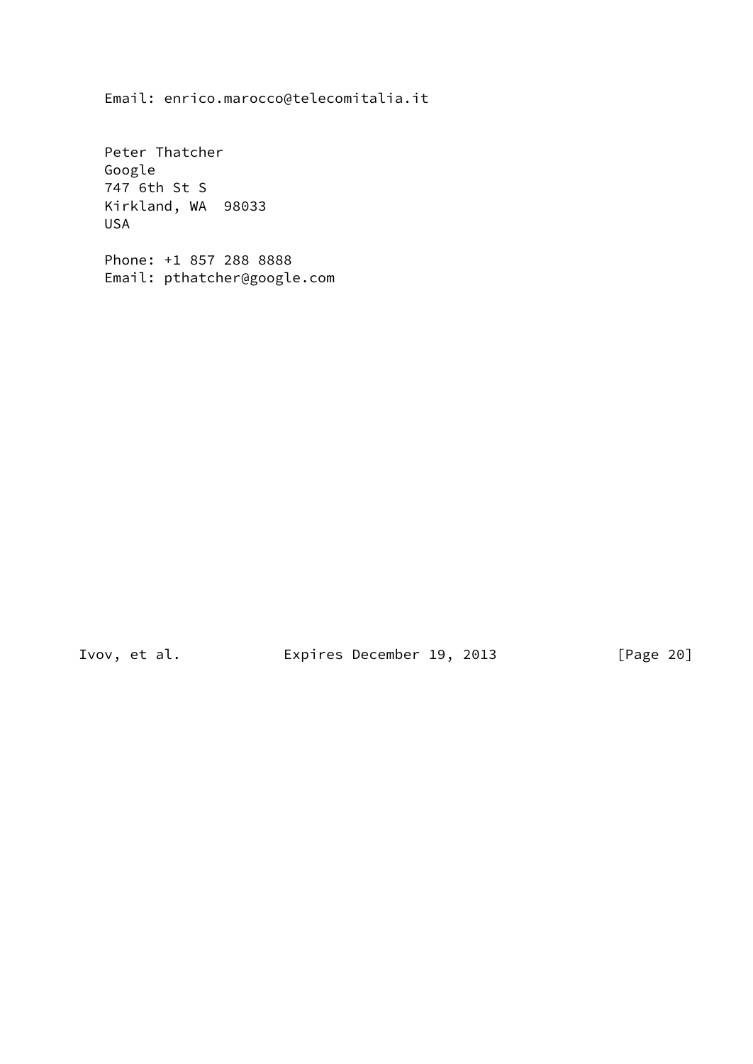Email: enrico.marocco@telecomitalia.it

Peter Thatcher
Google
747 6th St S
Kirkland, WA  98033
USA

Phone: +1 857 288 8888
Email: pthatcher@google.com